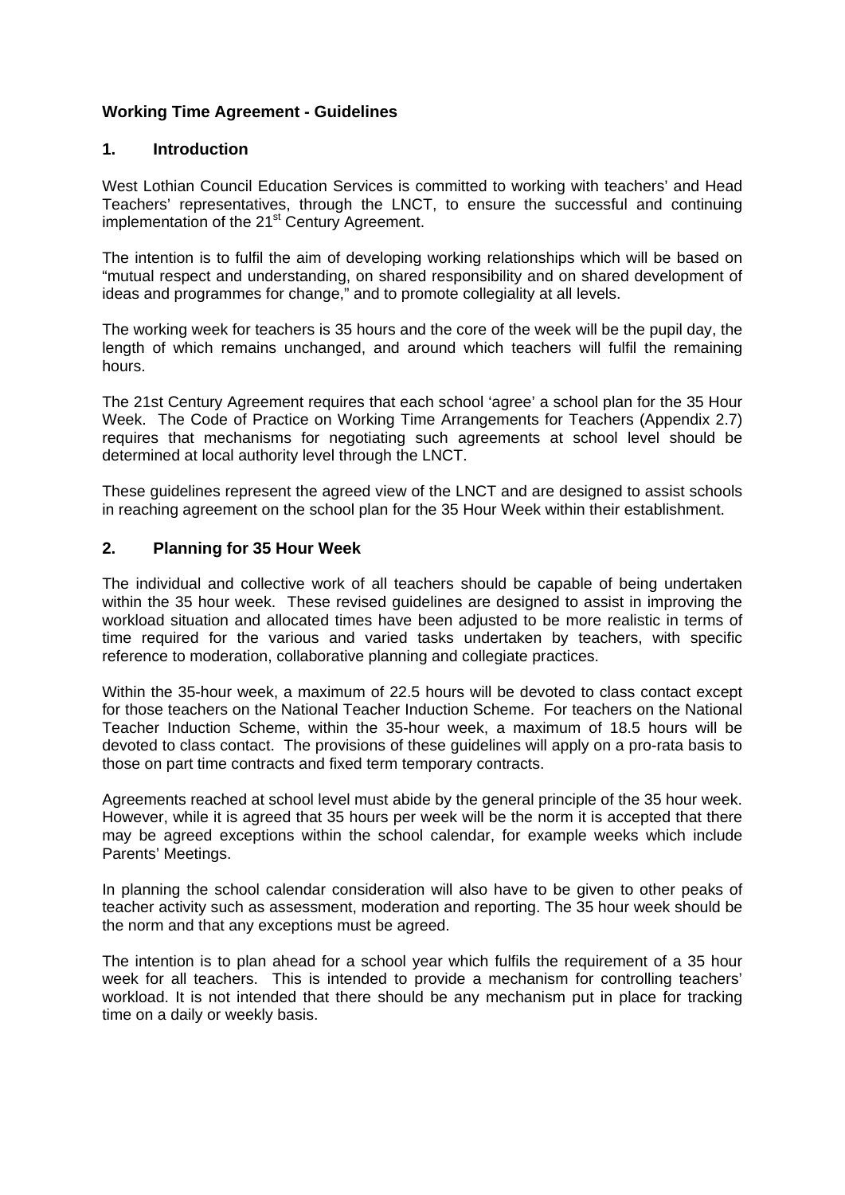# Working Time Agreement - Guidelines

## 1. Introduction

West Lothian Council Education Services is committed to working with teachers' and Head Teachers' representatives, through the LNCT, to ensure the successful and continuing implementation of the 21st Century Agreement.

The intention is to fulfil the aim of developing working relationships which will be based on "mutual respect and understanding, on shared responsibility and on shared development of ideas and programmes for change," and to promote collegiality at all levels.

The working week for teachers is 35 hours and the core of the week will be the pupil day, the length of which remains unchanged, and around which teachers will fulfil the remaining hours.

The 21st Century Agreement requires that each school 'agree' a school plan for the 35 Hour Week. The Code of Practice on Working Time Arrangements for Teachers (Appendix 2.7) requires that mechanisms for negotiating such agreements at school level should be determined at local authority level through the LNCT.

These guidelines represent the agreed view of the LNCT and are designed to assist schools in reaching agreement on the school plan for the 35 Hour Week within their establishment.

## 2. Planning for 35 Hour Week

The individual and collective work of all teachers should be capable of being undertaken within the 35 hour week. These revised guidelines are designed to assist in improving the workload situation and allocated times have been adjusted to be more realistic in terms of time required for the various and varied tasks undertaken by teachers, with specific reference to moderation, collaborative planning and collegiate practices.

Within the 35-hour week, a maximum of 22.5 hours will be devoted to class contact except for those teachers on the National Teacher Induction Scheme. For teachers on the National Teacher Induction Scheme, within the 35-hour week, a maximum of 18.5 hours will be devoted to class contact. The provisions of these guidelines will apply on a pro-rata basis to those on part time contracts and fixed term temporary contracts.

Agreements reached at school level must abide by the general principle of the 35 hour week. However, while it is agreed that 35 hours per week will be the norm it is accepted that there may be agreed exceptions within the school calendar, for example weeks which include Parents' Meetings.

In planning the school calendar consideration will also have to be given to other peaks of teacher activity such as assessment, moderation and reporting. The 35 hour week should be the norm and that any exceptions must be agreed.

The intention is to plan ahead for a school year which fulfils the requirement of a 35 hour week for all teachers. This is intended to provide a mechanism for controlling teachers' workload. It is not intended that there should be any mechanism put in place for tracking time on a daily or weekly basis.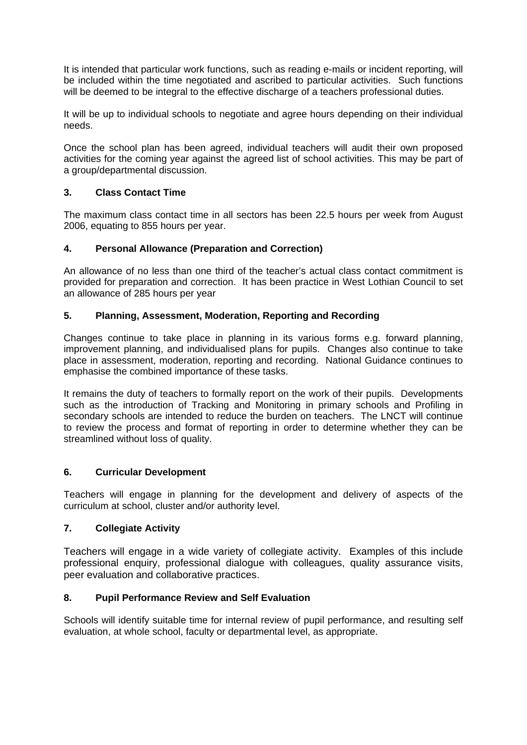It is intended that particular work functions, such as reading e-mails or incident reporting, will be included within the time negotiated and ascribed to particular activities. Such functions will be deemed to be integral to the effective discharge of a teachers professional duties.

It will be up to individual schools to negotiate and agree hours depending on their individual needs.

Once the school plan has been agreed, individual teachers will audit their own proposed activities for the coming year against the agreed list of school activities. This may be part of a group/departmental discussion.

## 3. Class Contact Time

The maximum class contact time in all sectors has been 22.5 hours per week from August 2006, equating to 855 hours per year.

## 4. Personal Allowance (Preparation and Correction)

An allowance of no less than one third of the teacher's actual class contact commitment is provided for preparation and correction. It has been practice in West Lothian Council to set an allowance of 285 hours per year

## 5. Planning, Assessment, Moderation, Reporting and Recording

Changes continue to take place in planning in its various forms e.g. forward planning, improvement planning, and individualised plans for pupils. Changes also continue to take place in assessment, moderation, reporting and recording. National Guidance continues to emphasise the combined importance of these tasks.

It remains the duty of teachers to formally report on the work of their pupils. Developments such as the introduction of Tracking and Monitoring in primary schools and Profiling in secondary schools are intended to reduce the burden on teachers. The LNCT will continue to review the process and format of reporting in order to determine whether they can be streamlined without loss of quality.

## 6. Curricular Development

Teachers will engage in planning for the development and delivery of aspects of the curriculum at school, cluster and/or authority level.

## 7. Collegiate Activity

Teachers will engage in a wide variety of collegiate activity. Examples of this include professional enquiry, professional dialogue with colleagues, quality assurance visits, peer evaluation and collaborative practices.

## 8. Pupil Performance Review and Self Evaluation

Schools will identify suitable time for internal review of pupil performance, and resulting self evaluation, at whole school, faculty or departmental level, as appropriate.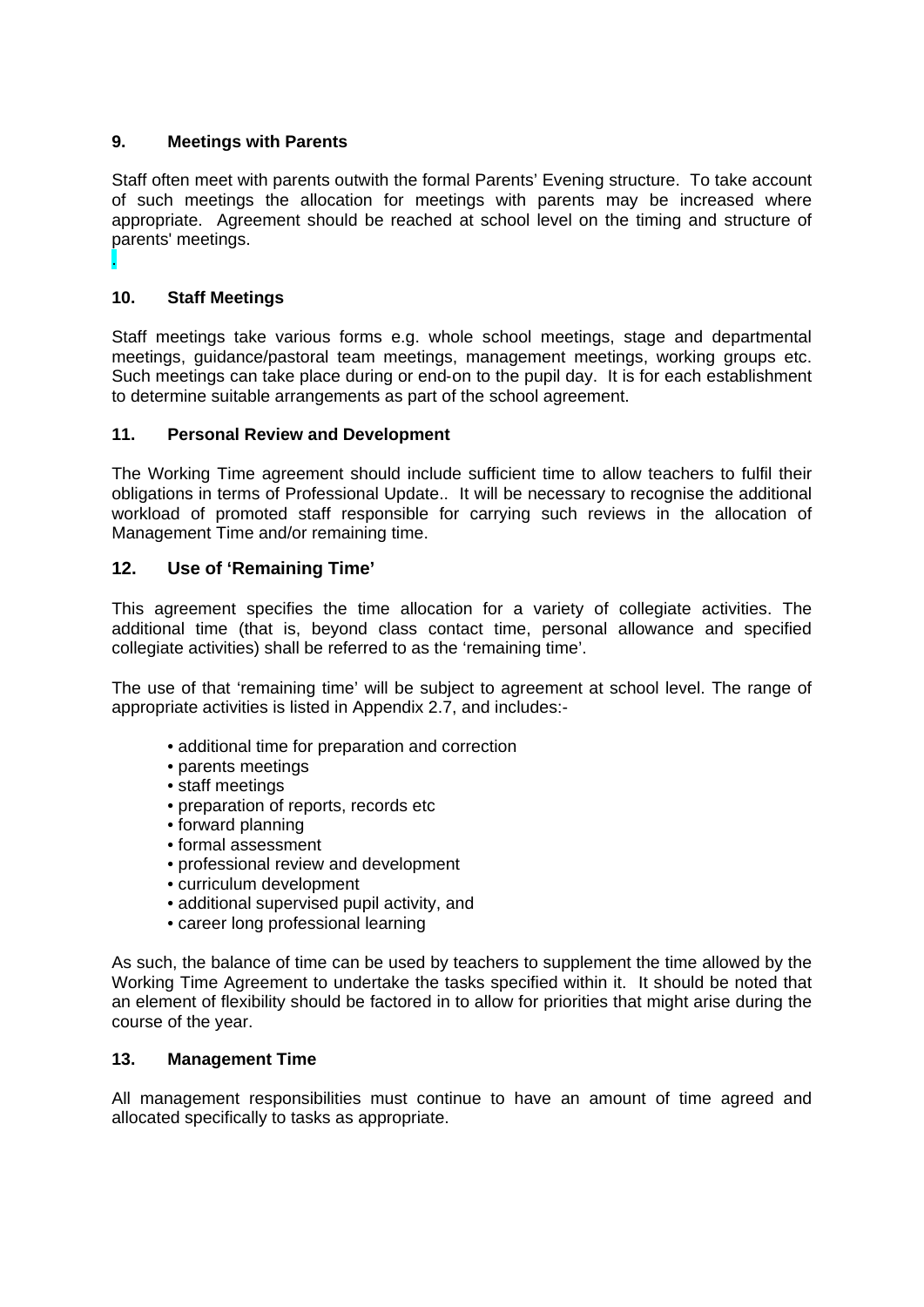## 9. Meetings with Parents

Staff often meet with parents outwith the formal Parents' Evening structure. To take account of such meetings the allocation for meetings with parents may be increased where appropriate. Agreement should be reached at school level on the timing and structure of parents' meetings.

.

## 10. Staff Meetings

Staff meetings take various forms e.g. whole school meetings, stage and departmental meetings, guidance/pastoral team meetings, management meetings, working groups etc. Such meetings can take place during or end-on to the pupil day. It is for each establishment to determine suitable arrangements as part of the school agreement.

## 11. Personal Review and Development

The Working Time agreement should include sufficient time to allow teachers to fulfil their obligations in terms of Professional Update.. It will be necessary to recognise the additional workload of promoted staff responsible for carrying such reviews in the allocation of Management Time and/or remaining time.

## 12. Use of 'Remaining Time'

This agreement specifies the time allocation for a variety of collegiate activities. The additional time (that is, beyond class contact time, personal allowance and specified collegiate activities) shall be referred to as the 'remaining time'.

The use of that 'remaining time' will be subject to agreement at school level. The range of appropriate activities is listed in Appendix 2.7, and includes:-

- additional time for preparation and correction
- parents meetings
- staff meetings
- preparation of reports, records etc
- forward planning
- formal assessment
- professional review and development
- curriculum development
- additional supervised pupil activity, and
- career long professional learning

As such, the balance of time can be used by teachers to supplement the time allowed by the Working Time Agreement to undertake the tasks specified within it. It should be noted that an element of flexibility should be factored in to allow for priorities that might arise during the course of the year.

## 13. Management Time

All management responsibilities must continue to have an amount of time agreed and allocated specifically to tasks as appropriate.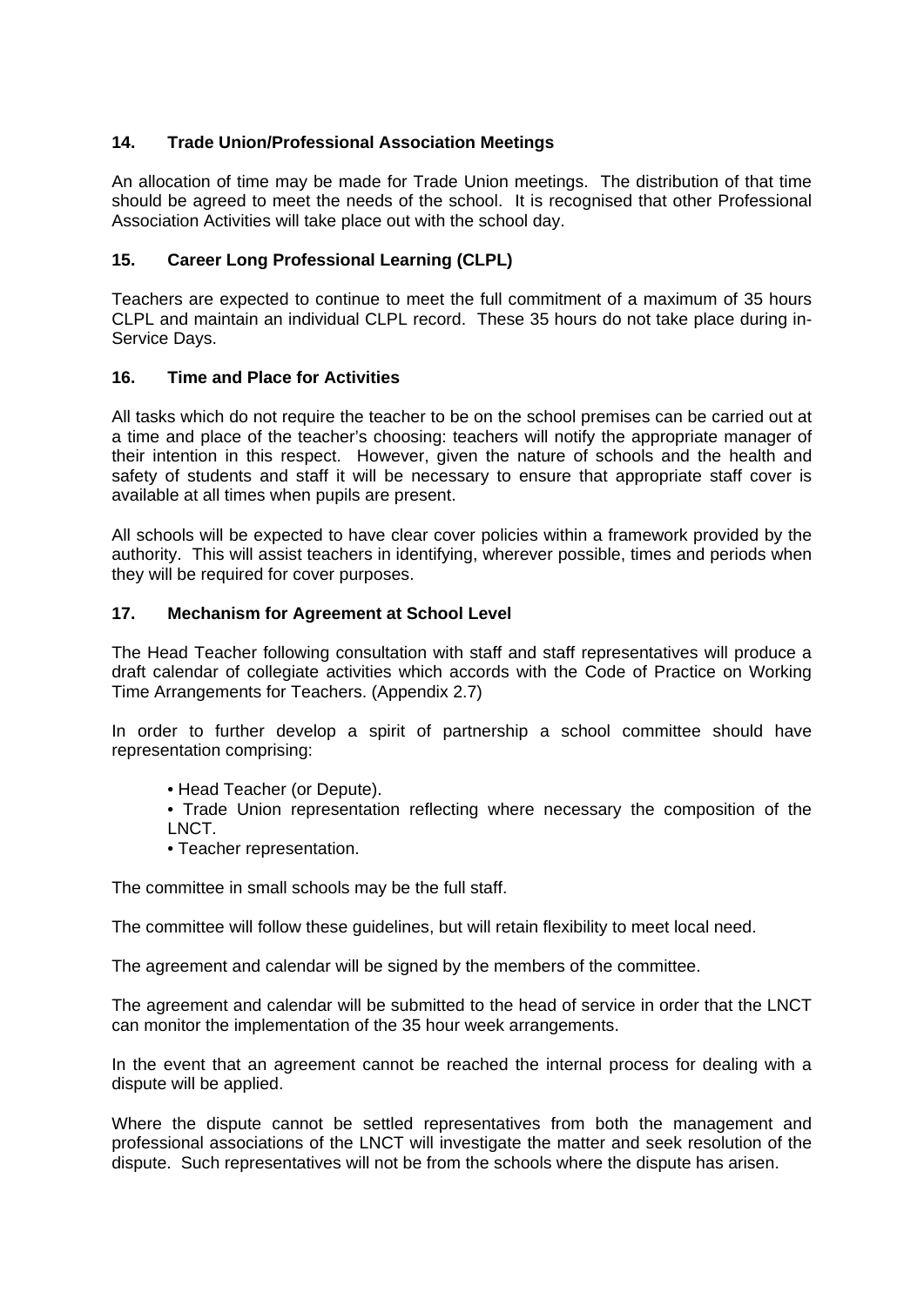## 14. Trade Union/Professional Association Meetings

An allocation of time may be made for Trade Union meetings. The distribution of that time should be agreed to meet the needs of the school. It is recognised that other Professional Association Activities will take place out with the school day.

## 15. Career Long Professional Learning (CLPL)

Teachers are expected to continue to meet the full commitment of a maximum of 35 hours CLPL and maintain an individual CLPL record. These 35 hours do not take place during in-Service Days.

## 16. Time and Place for Activities

All tasks which do not require the teacher to be on the school premises can be carried out at a time and place of the teacher's choosing: teachers will notify the appropriate manager of their intention in this respect. However, given the nature of schools and the health and safety of students and staff it will be necessary to ensure that appropriate staff cover is available at all times when pupils are present.

All schools will be expected to have clear cover policies within a framework provided by the authority. This will assist teachers in identifying, wherever possible, times and periods when they will be required for cover purposes.

## 17. Mechanism for Agreement at School Level

The Head Teacher following consultation with staff and staff representatives will produce a draft calendar of collegiate activities which accords with the Code of Practice on Working Time Arrangements for Teachers. (Appendix 2.7)

In order to further develop a spirit of partnership a school committee should have representation comprising:

- Head Teacher (or Depute).
- Trade Union representation reflecting where necessary the composition of the LNCT.
- Teacher representation.

The committee in small schools may be the full staff.

The committee will follow these guidelines, but will retain flexibility to meet local need.

The agreement and calendar will be signed by the members of the committee.

The agreement and calendar will be submitted to the head of service in order that the LNCT can monitor the implementation of the 35 hour week arrangements.

In the event that an agreement cannot be reached the internal process for dealing with a dispute will be applied.

Where the dispute cannot be settled representatives from both the management and professional associations of the LNCT will investigate the matter and seek resolution of the dispute. Such representatives will not be from the schools where the dispute has arisen.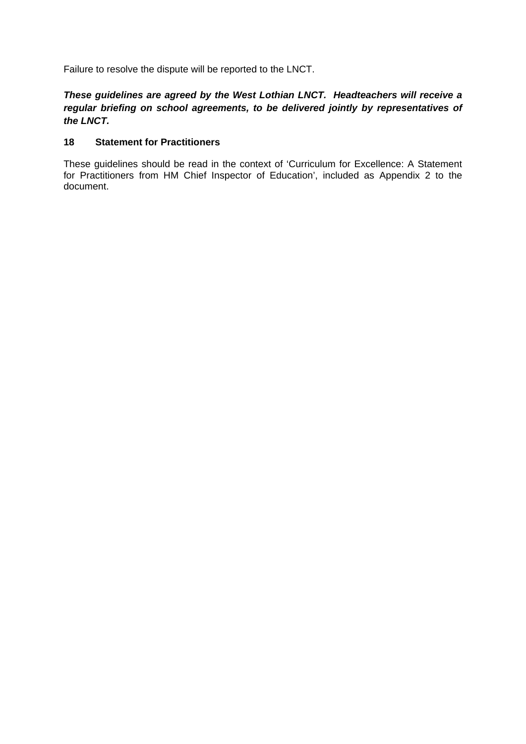Failure to resolve the dispute will be reported to the LNCT.

***These guidelines are agreed by the West Lothian LNCT. Headteachers will receive a regular briefing on school agreements, to be delivered jointly by representatives of the LNCT.***

### 18 Statement for Practitioners

These guidelines should be read in the context of 'Curriculum for Excellence: A Statement for Practitioners from HM Chief Inspector of Education', included as Appendix 2 to the document.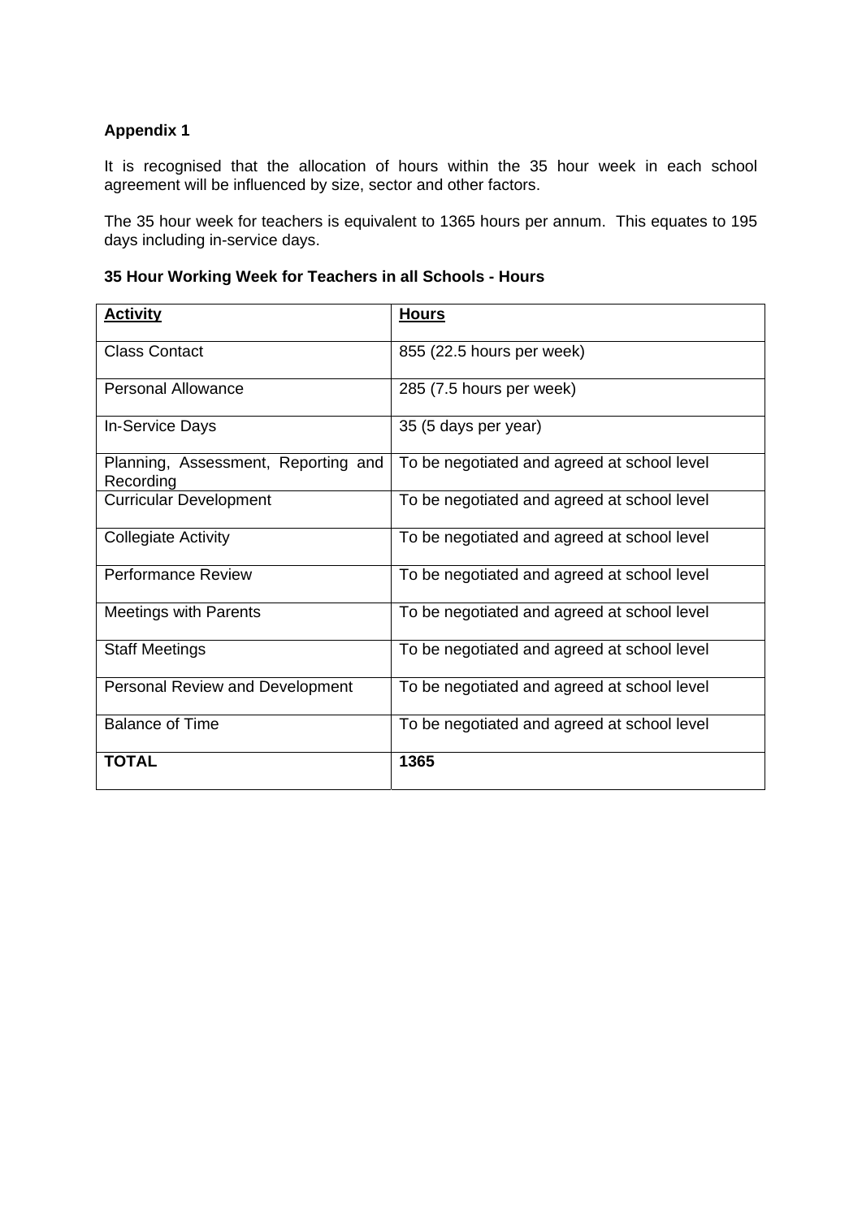**Appendix 1**

It is recognised that the allocation of hours within the 35 hour week in each school agreement will be influenced by size, sector and other factors.

The 35 hour week for teachers is equivalent to 1365 hours per annum. This equates to 195 days including in-service days.

**35 Hour Working Week for Teachers in all Schools - Hours**

| **Activity** | **Hours** |
|---|---|
| Class Contact | 855 (22.5 hours per week) |
| Personal Allowance | 285 (7.5 hours per week) |
| In-Service Days | 35 (5 days per year) |
| Planning, Assessment, Reporting and Recording | To be negotiated and agreed at school level |
| Curricular Development | To be negotiated and agreed at school level |
| Collegiate Activity | To be negotiated and agreed at school level |
| Performance Review | To be negotiated and agreed at school level |
| Meetings with Parents | To be negotiated and agreed at school level |
| Staff Meetings | To be negotiated and agreed at school level |
| Personal Review and Development | To be negotiated and agreed at school level |
| Balance of Time | To be negotiated and agreed at school level |
| **TOTAL** | **1365** |